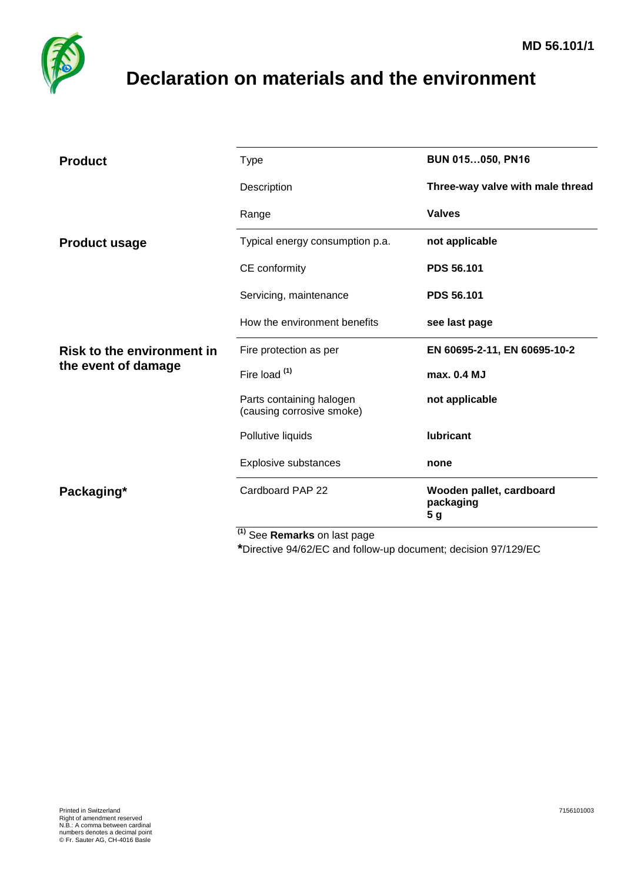MD 56.101/1

# Declaration on materials and the environment

| | | |
|---|---|---|
| **Product** | Type | **BUN 015…050, PN16** |
| | Description | **Three-way valve with male thread** |
| | Range | **Valves** |
| **Product usage** | Typical energy consumption p.a. | **not applicable** |
| | CE conformity | **PDS 56.101** |
| | Servicing, maintenance | **PDS 56.101** |
| | How the environment benefits | **see last page** |
| **Risk to the environment in the event of damage** | Fire protection as per | **EN 60695-2-11, EN 60695-10-2** |
| | Fire load [(1)] | **max. 0.4 MJ** |
| | Parts containing halogen (causing corrosive smoke) | **not applicable** |
| | Pollutive liquids | **lubricant** |
| | Explosive substances | **none** |
| **Packaging*** | Cardboard PAP 22 | **Wooden pallet, cardboard packaging 5 g** |

[(1)] See **Remarks** on last page

***Directive 94/62/EC and follow-up document; decision 97/129/EC

Printed in Switzerland
Right of amendment reserved
N.B.: A comma between cardinal numbers denotes a decimal point
© Fr. Sauter AG, CH-4016 Basle

7156101003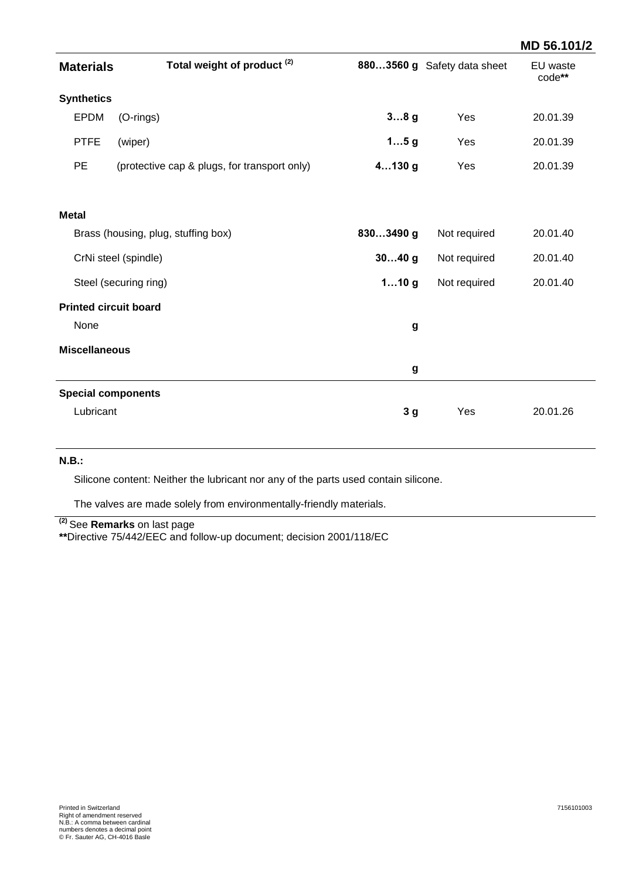| **Materials** | **Total weight of product [(2)]** | **880…3560 g** | Safety data sheet | EU waste code** |
|---|---|---|---|---|
| **Synthetics** | | | | |
| EPDM | (O-rings) | **3…8 g** | Yes | 20.01.39 |
| PTFE | (wiper) | **1…5 g** | Yes | 20.01.39 |
| PE | (protective cap & plugs, for transport only) | **4…130 g** | Yes | 20.01.39 |
| **Metal** | | | | |
| Brass (housing, plug, stuffing box) | | **830…3490 g** | Not required | 20.01.40 |
| CrNi steel (spindle) | | **30…40 g** | Not required | 20.01.40 |
| Steel (securing ring) | | **1…10 g** | Not required | 20.01.40 |
| **Printed circuit board** | | | | |
| None | | **g** | | |
| **Miscellaneous** | | | | |
| | | **g** | | |
| **Special components** | | | | |
| Lubricant | | **3 g** | Yes | 20.01.26 |

**N.B.:**

Silicone content: Neither the lubricant nor any of the parts used contain silicone.

The valves are made solely from environmentally-friendly materials.

[(2)] See **Remarks** on last page
**Directive 75/442/EEC and follow-up document; decision 2001/118/EC

Printed in Switzerland
Right of amendment reserved
N.B.: A comma between cardinal numbers denotes a decimal point
© Fr. Sauter AG, CH-4016 Basle

7156101003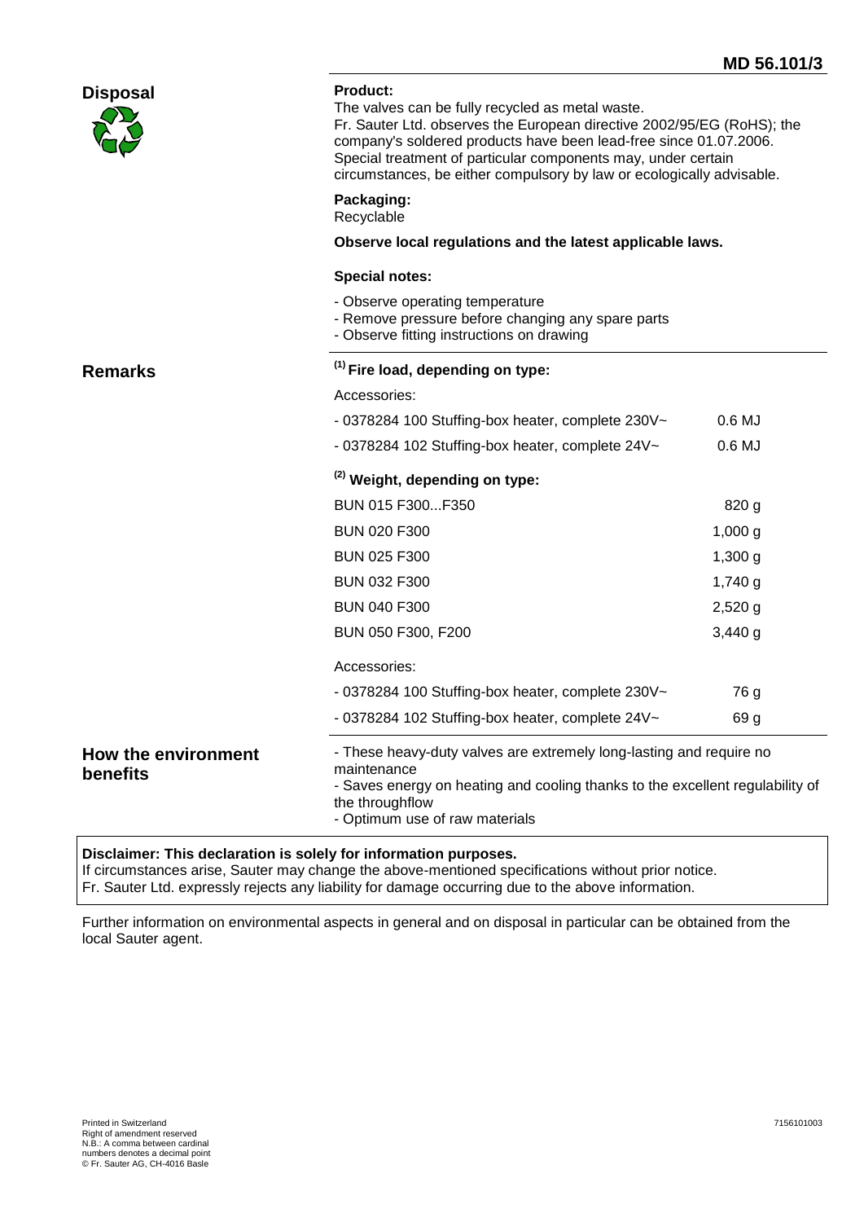## Disposal

**Product:**
The valves can be fully recycled as metal waste.
Fr. Sauter Ltd. observes the European directive 2002/95/EG (RoHS); the company's soldered products have been lead-free since 01.07.2006.
Special treatment of particular components may, under certain circumstances, be either compulsory by law or ecologically advisable.

**Packaging:**
Recyclable

**Observe local regulations and the latest applicable laws.**

**Special notes:**

- Observe operating temperature
- Remove pressure before changing any spare parts
- Observe fitting instructions on drawing

## Remarks

**(1) Fire load, depending on type:**

Accessories:

| | |
|---|---|
| - 0378284 100 Stuffing-box heater, complete 230V~ | 0.6 MJ |
| - 0378284 102 Stuffing-box heater, complete 24V~ | 0.6 MJ |

**(2) Weight, depending on type:**

| | |
|---|---|
| BUN 015 F300...F350 | 820 g |
| BUN 020 F300 | 1,000 g |
| BUN 025 F300 | 1,300 g |
| BUN 032 F300 | 1,740 g |
| BUN 040 F300 | 2,520 g |
| BUN 050 F300, F200 | 3,440 g |

Accessories:

| | |
|---|---|
| - 0378284 100 Stuffing-box heater, complete 230V~ | 76 g |
| - 0378284 102 Stuffing-box heater, complete 24V~ | 69 g |

## How the environment benefits

- These heavy-duty valves are extremely long-lasting and require no maintenance
- Saves energy on heating and cooling thanks to the excellent regulability of the throughflow
- Optimum use of raw materials

**Disclaimer: This declaration is solely for information purposes.**
If circumstances arise, Sauter may change the above-mentioned specifications without prior notice.
Fr. Sauter Ltd. expressly rejects any liability for damage occurring due to the above information.

Further information on environmental aspects in general and on disposal in particular can be obtained from the local Sauter agent.

Printed in Switzerland
Right of amendment reserved
N.B.: A comma between cardinal numbers denotes a decimal point
© Fr. Sauter AG, CH-4016 Basle

7156101003